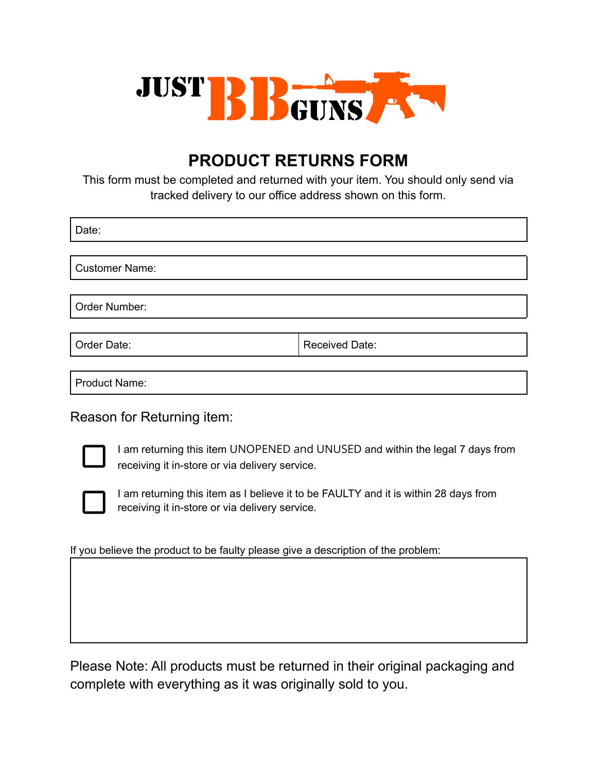JUST BB GUNS

# PRODUCT RETURNS FORM

This form must be completed and returned with your item. You should only send via tracked delivery to our office address shown on this form.

| Date: | |
|---|---|
| Customer Name: | |
| Order Number: | |
| Order Date: | Received Date: |
| Product Name: | |

## Reason for Returning item:

- [ ] I am returning this item UNOPENED and UNUSED and within the legal 7 days from receiving it in-store or via delivery service.
- [ ] I am returning this item as I believe it to be FAULTY and it is within 28 days from receiving it in-store or via delivery service.

If you believe the product to be faulty please give a description of the problem:

| |
|---|
| |

Please Note: All products must be returned in their original packaging and complete with everything as it was originally sold to you.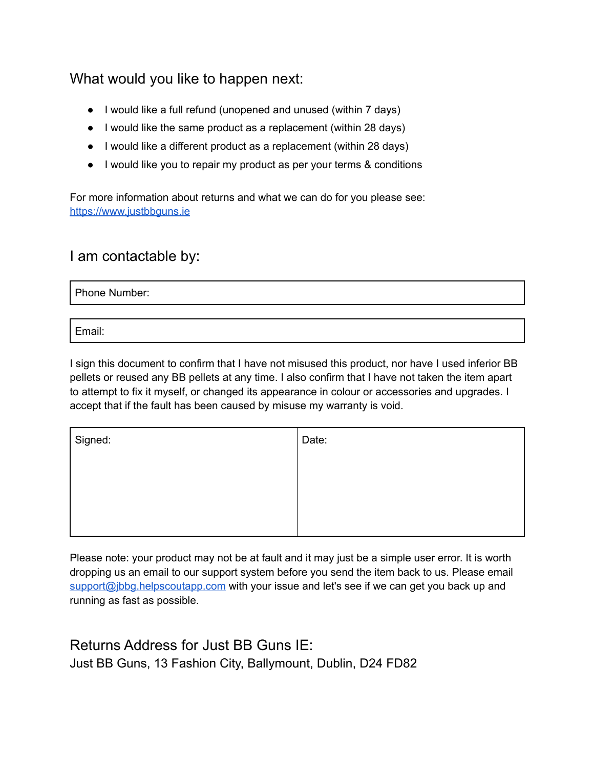## What would you like to happen next:

- I would like a full refund (unopened and unused (within 7 days)
- I would like the same product as a replacement (within 28 days)
- I would like a different product as a replacement (within 28 days)
- I would like you to repair my product as per your terms & conditions

For more information about returns and what we can do for you please see:
[https://www.justbbguns.ie](https://www.justbbguns.ie)

## I am contactable by:

| Phone Number: |
|---|

| Email: |
|---|

I sign this document to confirm that I have not misused this product, nor have I used inferior BB pellets or reused any BB pellets at any time. I also confirm that I have not taken the item apart to attempt to fix it myself, or changed its appearance in colour or accessories and upgrades. I accept that if the fault has been caused by misuse my warranty is void.

| Signed: | Date: |
|---|---|

Please note: your product may not be at fault and it may just be a simple user error. It is worth dropping us an email to our support system before you send the item back to us. Please email [support@jbbg.helpscoutapp.com](mailto:support@jbbg.helpscoutapp.com) with your issue and let's see if we can get you back up and running as fast as possible.

## Returns Address for Just BB Guns IE:

Just BB Guns, 13 Fashion City, Ballymount, Dublin, D24 FD82